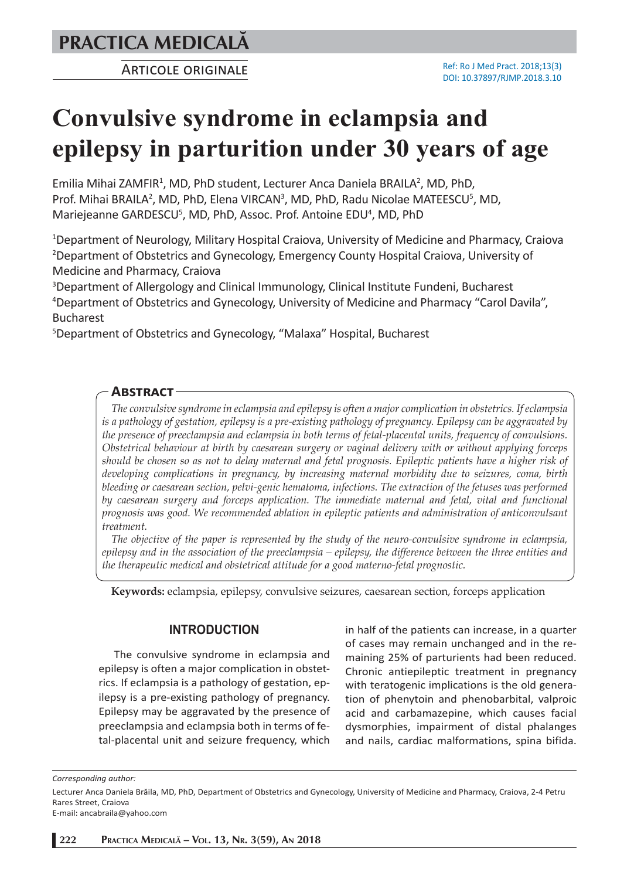# PRACTICA MEDICALĂ

ARTICOLE ORIGINALE

Ref: Ro J Med Pract. 2018;13(3)
DOI: 10.37897/RJMP.2018.3.10

# Convulsive syndrome in eclampsia and epilepsy in parturition under 30 years of age

Emilia Mihai ZAMFIR[1], MD, PhD student, Lecturer Anca Daniela BRAILA[2], MD, PhD, Prof. Mihai BRAILA[2], MD, PhD, Elena VIRCAN[3], MD, PhD, Radu Nicolae MATEESCU[5], MD, Mariejeanne GARDESCU[5], MD, PhD, Assoc. Prof. Antoine EDU[4], MD, PhD

[1]Department of Neurology, Military Hospital Craiova, University of Medicine and Pharmacy, Craiova
[2]Department of Obstetrics and Gynecology, Emergency County Hospital Craiova, University of Medicine and Pharmacy, Craiova
[3]Department of Allergology and Clinical Immunology, Clinical Institute Fundeni, Bucharest
[4]Department of Obstetrics and Gynecology, University of Medicine and Pharmacy "Carol Davila", Bucharest
[5]Department of Obstetrics and Gynecology, "Malaxa" Hospital, Bucharest

## Abstract

*The convulsive syndrome in eclampsia and epilepsy is often a major complication in obstetrics. If eclampsia is a pathology of gestation, epilepsy is a pre-existing pathology of pregnancy. Epilepsy can be aggravated by the presence of preeclampsia and eclampsia in both terms of fetal-placental units, frequency of convulsions. Obstetrical behaviour at birth by caesarean surgery or vaginal delivery with or without applying forceps should be chosen so as not to delay maternal and fetal prognosis. Epileptic patients have a higher risk of developing complications in pregnancy, by increasing maternal morbidity due to seizures, coma, birth bleeding or caesarean section, pelvi-genic hematoma, infections. The extraction of the fetuses was performed by caesarean surgery and forceps application. The immediate maternal and fetal, vital and functional prognosis was good. We recommended ablation in epileptic patients and administration of anticonvulsant treatment.*

*The objective of the paper is represented by the study of the neuro-convulsive syndrome in eclampsia, epilepsy and in the association of the preeclampsia – epilepsy, the difference between the three entities and the therapeutic medical and obstetrical attitude for a good materno-fetal prognostic.*

**Keywords:** eclampsia, epilepsy, convulsive seizures, caesarean section, forceps application

## INTRODUCTION

The convulsive syndrome in eclampsia and epilepsy is often a major complication in obstetrics. If eclampsia is a pathology of gestation, epilepsy is a pre-existing pathology of pregnancy. Epilepsy may be aggravated by the presence of preeclampsia and eclampsia both in terms of fetal-placental unit and seizure frequency, which in half of the patients can increase, in a quarter of cases may remain unchanged and in the remaining 25% of parturients had been reduced. Chronic antiepileptic treatment in pregnancy with teratogenic implications is the old generation of phenytoin and phenobarbital, valproic acid and carbamazepine, which causes facial dysmorphies, impairment of distal phalanges and nails, cardiac malformations, spina bifida.

*Corresponding author:*

Lecturer Anca Daniela Brăila, MD, PhD, Department of Obstetrics and Gynecology, University of Medicine and Pharmacy, Craiova, 2-4 Petru Rares Street, Craiova
E-mail: ancabraila@yahoo.com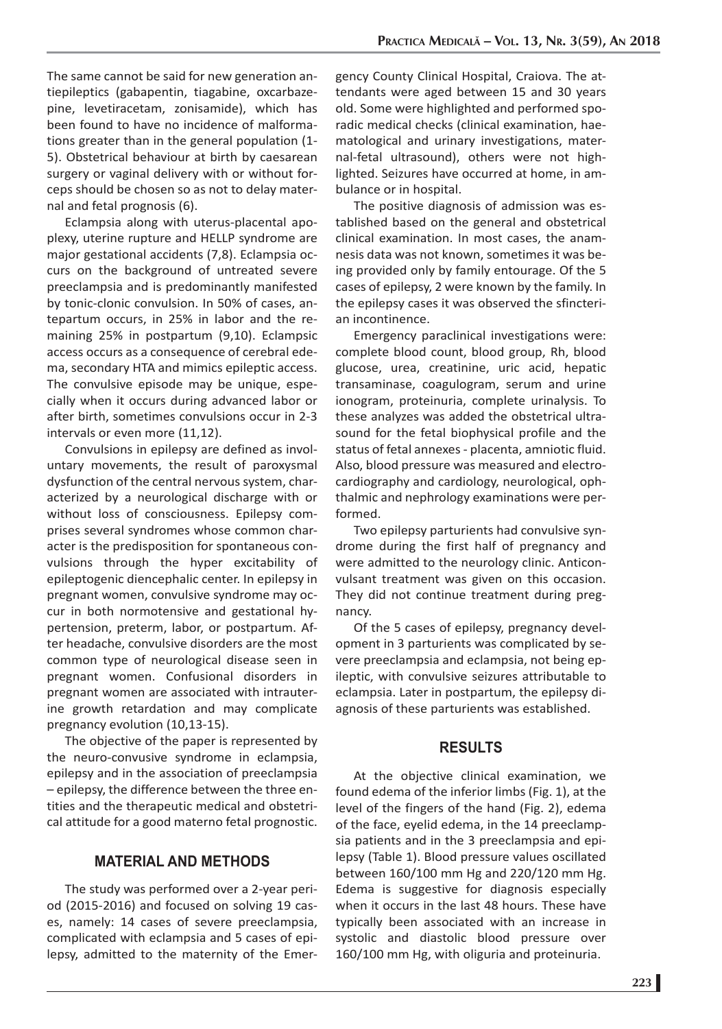The same cannot be said for new generation antiepileptics (gabapentin, tiagabine, oxcarbazepine, levetiracetam, zonisamide), which has been found to have no incidence of malformations greater than in the general population (1-5). Obstetrical behaviour at birth by caesarean surgery or vaginal delivery with or without forceps should be chosen so as not to delay maternal and fetal prognosis (6).

Eclampsia along with uterus-placental apoplexy, uterine rupture and HELLP syndrome are major gestational accidents (7,8). Eclampsia occurs on the background of untreated severe preeclampsia and is predominantly manifested by tonic-clonic convulsion. In 50% of cases, antepartum occurs, in 25% in labor and the remaining 25% in postpartum (9,10). Eclampsic access occurs as a consequence of cerebral edema, secondary HTA and mimics epileptic access. The convulsive episode may be unique, especially when it occurs during advanced labor or after birth, sometimes convulsions occur in 2-3 intervals or even more (11,12).

Convulsions in epilepsy are defined as involuntary movements, the result of paroxysmal dysfunction of the central nervous system, characterized by a neurological discharge with or without loss of consciousness. Epilepsy comprises several syndromes whose common character is the predisposition for spontaneous convulsions through the hyper excitability of epileptogenic diencephalic center. In epilepsy in pregnant women, convulsive syndrome may occur in both normotensive and gestational hypertension, preterm, labor, or postpartum. After headache, convulsive disorders are the most common type of neurological disease seen in pregnant women. Confusional disorders in pregnant women are associated with intrauterine growth retardation and may complicate pregnancy evolution (10,13-15).

The objective of the paper is represented by the neuro-convusive syndrome in eclampsia, epilepsy and in the association of preeclampsia – epilepsy, the difference between the three entities and the therapeutic medical and obstetrical attitude for a good materno fetal prognostic.

## MATERIAL AND METHODS

The study was performed over a 2-year period (2015-2016) and focused on solving 19 cases, namely: 14 cases of severe preeclampsia, complicated with eclampsia and 5 cases of epilepsy, admitted to the maternity of the Emergency County Clinical Hospital, Craiova. The attendants were aged between 15 and 30 years old. Some were highlighted and performed sporadic medical checks (clinical examination, haematological and urinary investigations, maternal-fetal ultrasound), others were not highlighted. Seizures have occurred at home, in ambulance or in hospital.

The positive diagnosis of admission was established based on the general and obstetrical clinical examination. In most cases, the anamnesis data was not known, sometimes it was being provided only by family entourage. Of the 5 cases of epilepsy, 2 were known by the family. In the epilepsy cases it was observed the sfincterian incontinence.

Emergency paraclinical investigations were: complete blood count, blood group, Rh, blood glucose, urea, creatinine, uric acid, hepatic transaminase, coagulogram, serum and urine ionogram, proteinuria, complete urinalysis. To these analyzes was added the obstetrical ultrasound for the fetal biophysical profile and the status of fetal annexes - placenta, amniotic fluid. Also, blood pressure was measured and electrocardiography and cardiology, neurological, ophthalmic and nephrology examinations were performed.

Two epilepsy parturients had convulsive syndrome during the first half of pregnancy and were admitted to the neurology clinic. Anticonvulsant treatment was given on this occasion. They did not continue treatment during pregnancy.

Of the 5 cases of epilepsy, pregnancy development in 3 parturients was complicated by severe preeclampsia and eclampsia, not being epileptic, with convulsive seizures attributable to eclampsia. Later in postpartum, the epilepsy diagnosis of these parturients was established.

## RESULTS

At the objective clinical examination, we found edema of the inferior limbs (Fig. 1), at the level of the fingers of the hand (Fig. 2), edema of the face, eyelid edema, in the 14 preeclampsia patients and in the 3 preeclampsia and epilepsy (Table 1). Blood pressure values oscillated between 160/100 mm Hg and 220/120 mm Hg. Edema is suggestive for diagnosis especially when it occurs in the last 48 hours. These have typically been associated with an increase in systolic and diastolic blood pressure over 160/100 mm Hg, with oliguria and proteinuria.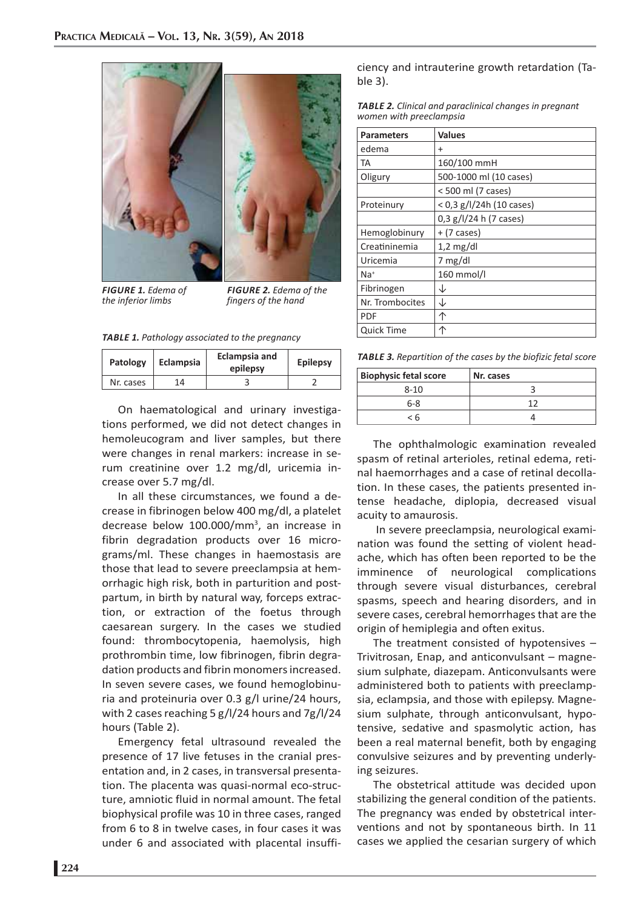*FIGURE 1. Edema of the inferior limbs*

*FIGURE 2. Edema of the fingers of the hand*

*TABLE 1. Pathology associated to the pregnancy*

| Patology | Eclampsia | Eclampsia and epilepsy | Epilepsy |
|---|---|---|---|
| Nr. cases | 14 | 3 | 2 |

On haematological and urinary investigations performed, we did not detect changes in hemoleucogram and liver samples, but there were changes in renal markers: increase in serum creatinine over 1.2 mg/dl, uricemia increase over 5.7 mg/dl.

In all these circumstances, we found a decrease in fibrinogen below 400 mg/dl, a platelet decrease below 100.000/mm$^3$, an increase in fibrin degradation products over 16 micrograms/ml. These changes in haemostasis are those that lead to severe preeclampsia at hemorrhagic high risk, both in parturition and postpartum, in birth by natural way, forceps extraction, or extraction of the foetus through caesarean surgery. In the cases we studied found: thrombocytopenia, haemolysis, high prothrombin time, low fibrinogen, fibrin degradation products and fibrin monomers increased. In seven severe cases, we found hemoglobinuria and proteinuria over 0.3 g/l urine/24 hours, with 2 cases reaching 5 g/l/24 hours and 7g/l/24 hours (Table 2).

Emergency fetal ultrasound revealed the presence of 17 live fetuses in the cranial presentation and, in 2 cases, in transversal presentation. The placenta was quasi-normal eco-structure, amniotic fluid in normal amount. The fetal biophysical profile was 10 in three cases, ranged from 6 to 8 in twelve cases, in four cases it was under 6 and associated with placental insufficiency and intrauterine growth retardation (Table 3).

*TABLE 2. Clinical and paraclinical changes in pregnant women with preeclampsia*

| Parameters | Values |
|---|---|
| edema | + |
| TA | 160/100 mmH |
| Oligury | 500-1000 ml (10 cases) |
| | < 500 ml (7 cases) |
| Proteinury | < 0,3 g/l/24h (10 cases) |
| | 0,3 g/l/24 h (7 cases) |
| Hemoglobinury | + (7 cases) |
| Creatininemia | 1,2 mg/dl |
| Uricemia | 7 mg/dl |
| Na$^+$ | 160 mmol/l |
| Fibrinogen | ↓ |
| Nr. Trombocites | ↓ |
| PDF | ↑ |
| Quick Time | ↑ |

*TABLE 3. Repartition of the cases by the biofizic fetal score*

| Biophysic fetal score | Nr. cases |
|---|---|
| 8-10 | 3 |
| 6-8 | 12 |
| < 6 | 4 |

The ophthalmologic examination revealed spasm of retinal arterioles, retinal edema, retinal haemorrhages and a case of retinal decollation. In these cases, the patients presented intense headache, diplopia, decreased visual acuity to amaurosis.

In severe preeclampsia, neurological examination was found the setting of violent headache, which has often been reported to be the imminence of neurological complications through severe visual disturbances, cerebral spasms, speech and hearing disorders, and in severe cases, cerebral hemorrhages that are the origin of hemiplegia and often exitus.

The treatment consisted of hypotensives – Trivitrosan, Enap, and anticonvulsant – magnesium sulphate, diazepam. Anticonvulsants were administered both to patients with preeclampsia, eclampsia, and those with epilepsy. Magnesium sulphate, through anticonvulsant, hypotensive, sedative and spasmolytic action, has been a real maternal benefit, both by engaging convulsive seizures and by preventing underlying seizures.

The obstetrical attitude was decided upon stabilizing the general condition of the patients. The pregnancy was ended by obstetrical interventions and not by spontaneous birth. In 11 cases we applied the cesarian surgery of which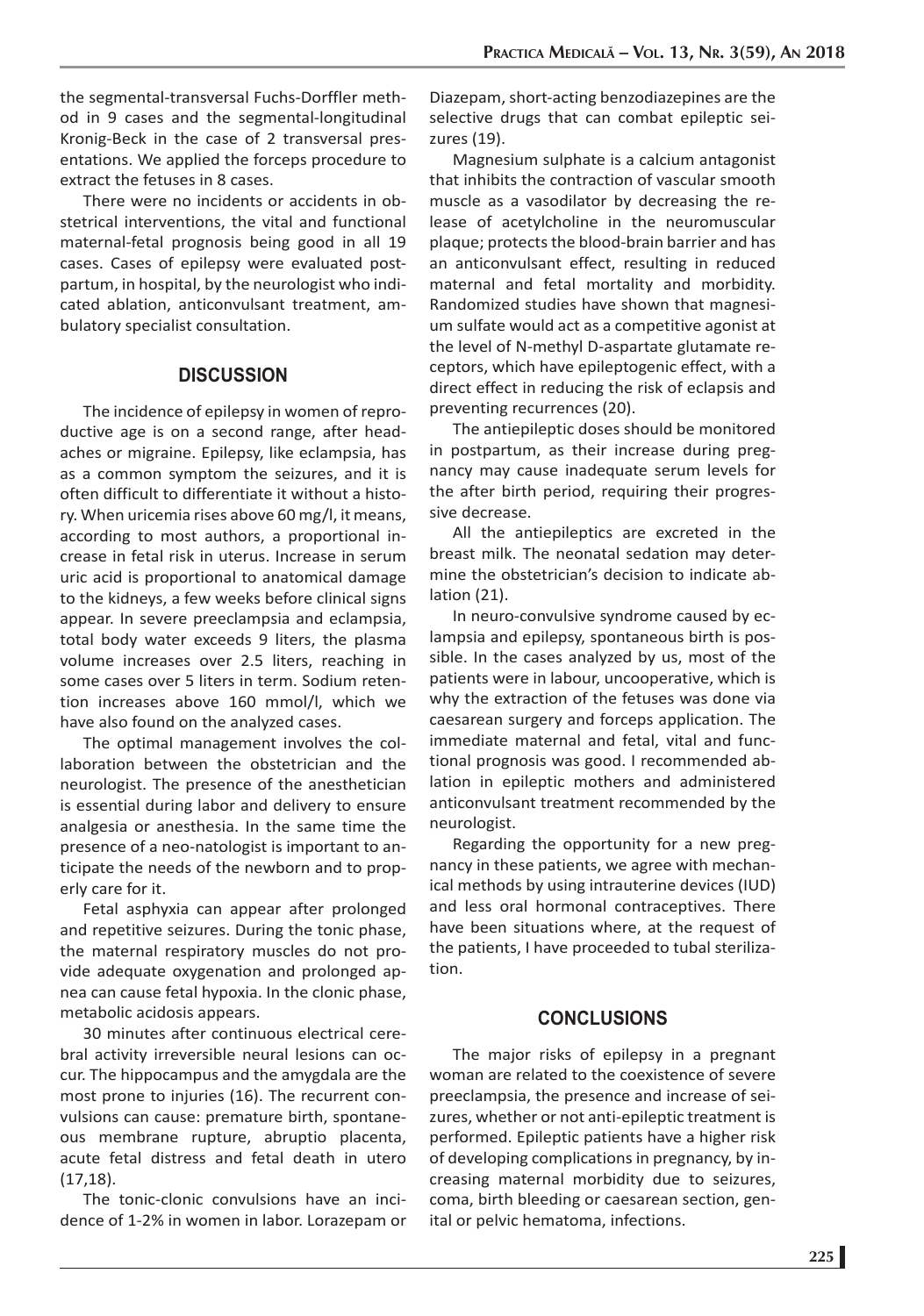the segmental-transversal Fuchs-Dorffler method in 9 cases and the segmental-longitudinal Kronig-Beck in the case of 2 transversal presentations. We applied the forceps procedure to extract the fetuses in 8 cases.

There were no incidents or accidents in obstetrical interventions, the vital and functional maternal-fetal prognosis being good in all 19 cases. Cases of epilepsy were evaluated postpartum, in hospital, by the neurologist who indicated ablation, anticonvulsant treatment, ambulatory specialist consultation.

## DISCUSSION

The incidence of epilepsy in women of reproductive age is on a second range, after headaches or migraine. Epilepsy, like eclampsia, has as a common symptom the seizures, and it is often difficult to differentiate it without a history. When uricemia rises above 60 mg/l, it means, according to most authors, a proportional increase in fetal risk in uterus. Increase in serum uric acid is proportional to anatomical damage to the kidneys, a few weeks before clinical signs appear. In severe preeclampsia and eclampsia, total body water exceeds 9 liters, the plasma volume increases over 2.5 liters, reaching in some cases over 5 liters in term. Sodium retention increases above 160 mmol/l, which we have also found on the analyzed cases.

The optimal management involves the collaboration between the obstetrician and the neurologist. The presence of the anesthetician is essential during labor and delivery to ensure analgesia or anesthesia. In the same time the presence of a neo-natologist is important to anticipate the needs of the newborn and to properly care for it.

Fetal asphyxia can appear after prolonged and repetitive seizures. During the tonic phase, the maternal respiratory muscles do not provide adequate oxygenation and prolonged apnea can cause fetal hypoxia. In the clonic phase, metabolic acidosis appears.

30 minutes after continuous electrical cerebral activity irreversible neural lesions can occur. The hippocampus and the amygdala are the most prone to injuries (16). The recurrent convulsions can cause: premature birth, spontaneous membrane rupture, abruptio placenta, acute fetal distress and fetal death in utero (17,18).

The tonic-clonic convulsions have an incidence of 1-2% in women in labor. Lorazepam or Diazepam, short-acting benzodiazepines are the selective drugs that can combat epileptic seizures (19).

Magnesium sulphate is a calcium antagonist that inhibits the contraction of vascular smooth muscle as a vasodilator by decreasing the release of acetylcholine in the neuromuscular plaque; protects the blood-brain barrier and has an anticonvulsant effect, resulting in reduced maternal and fetal mortality and morbidity. Randomized studies have shown that magnesium sulfate would act as a competitive agonist at the level of N-methyl D-aspartate glutamate receptors, which have epileptogenic effect, with a direct effect in reducing the risk of eclapsis and preventing recurrences (20).

The antiepileptic doses should be monitored in postpartum, as their increase during pregnancy may cause inadequate serum levels for the after birth period, requiring their progressive decrease.

All the antiepileptics are excreted in the breast milk. The neonatal sedation may determine the obstetrician's decision to indicate ablation (21).

In neuro-convulsive syndrome caused by eclampsia and epilepsy, spontaneous birth is possible. In the cases analyzed by us, most of the patients were in labour, uncooperative, which is why the extraction of the fetuses was done via caesarean surgery and forceps application. The immediate maternal and fetal, vital and functional prognosis was good. I recommended ablation in epileptic mothers and administered anticonvulsant treatment recommended by the neurologist.

Regarding the opportunity for a new pregnancy in these patients, we agree with mechanical methods by using intrauterine devices (IUD) and less oral hormonal contraceptives. There have been situations where, at the request of the patients, I have proceeded to tubal sterilization.

## CONCLUSIONS

The major risks of epilepsy in a pregnant woman are related to the coexistence of severe preeclampsia, the presence and increase of seizures, whether or not anti-epileptic treatment is performed. Epileptic patients have a higher risk of developing complications in pregnancy, by increasing maternal morbidity due to seizures, coma, birth bleeding or caesarean section, genital or pelvic hematoma, infections.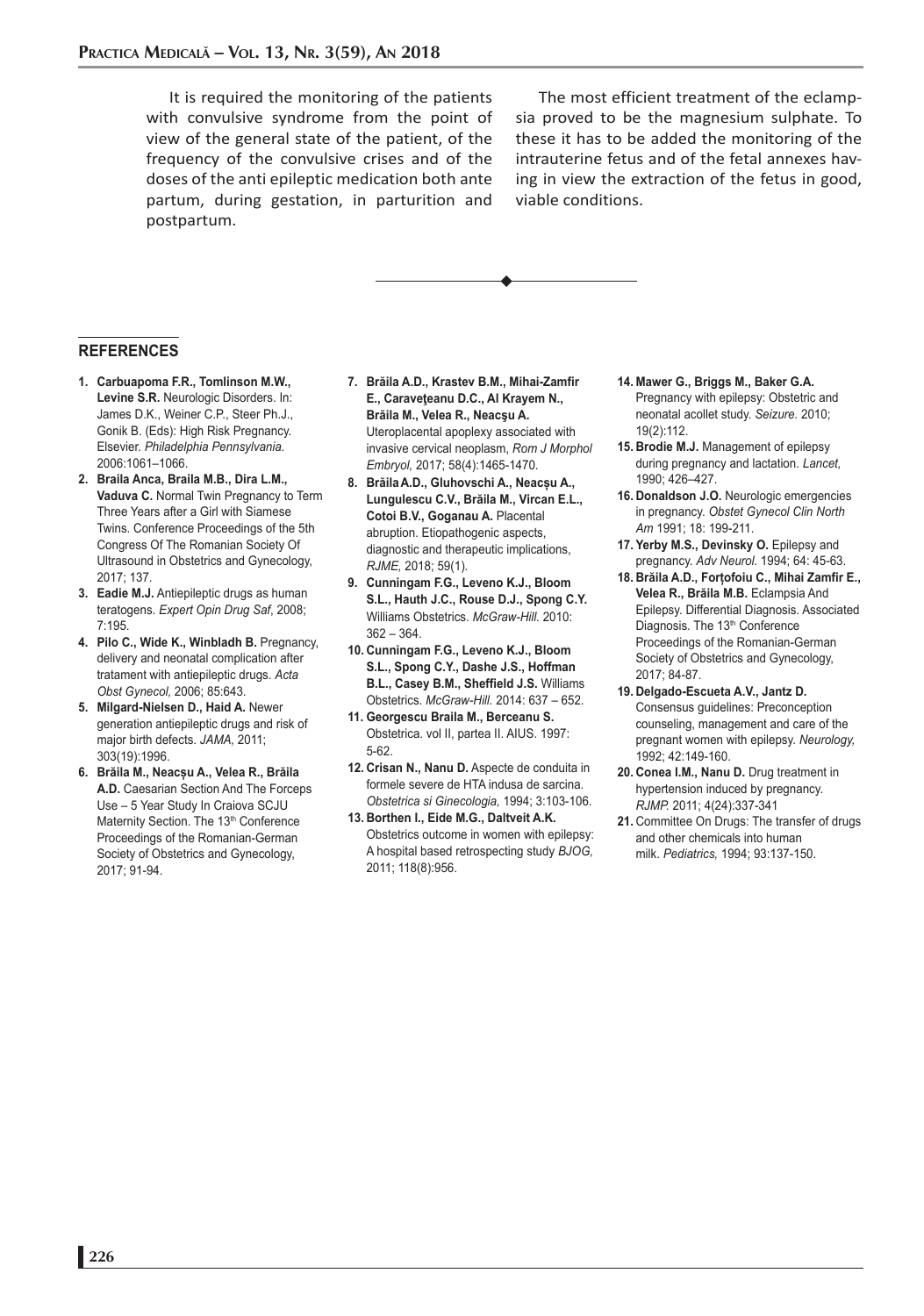It is required the monitoring of the patients with convulsive syndrome from the point of view of the general state of the patient, of the frequency of the convulsive crises and of the doses of the anti epileptic medication both ante partum, during gestation, in parturition and postpartum.

The most efficient treatment of the eclampsia proved to be the magnesium sulphate. To these it has to be added the monitoring of the intrauterine fetus and of the fetal annexes having in view the extraction of the fetus in good, viable conditions.

## REFERENCES

1. **Carbuapoma F.R., Tomlinson M.W., Levine S.R.** Neurologic Disorders. In: James D.K., Weiner C.P., Steer Ph.J., Gonik B. (Eds): High Risk Pregnancy. Elsevier. *Philadelphia Pennsylvania.* 2006:1061–1066.
2. **Braila Anca, Braila M.B., Dira L.M., Vaduva C.** Normal Twin Pregnancy to Term Three Years after a Girl with Siamese Twins. Conference Proceedings of the 5th Congress Of The Romanian Society Of Ultrasound in Obstetrics and Gynecology, 2017; 137.
3. **Eadie M.J.** Antiepileptic drugs as human teratogens. *Expert Opin Drug Saf*, 2008; 7:195.
4. **Pilo C., Wide K., Winbladh B.** Pregnancy, delivery and neonatal complication after tratament with antiepileptic drugs. *Acta Obst Gynecol,* 2006; 85:643.
5. **Milgard-Nielsen D., Haid A.** Newer generation antiepileptic drugs and risk of major birth defects. *JAMA,* 2011; 303(19):1996.
6. **Brăila M., Neacșu A., Velea R., Brăila A.D.** Caesarian Section And The Forceps Use – 5 Year Study In Craiova SCJU Maternity Section. The 13th Conference Proceedings of the Romanian-German Society of Obstetrics and Gynecology, 2017; 91-94.
7. **Brăila A.D., Krastev B.M., Mihai-Zamfir E., Caraveţeanu D.C., Al Krayem N., Brăila M., Velea R., Neacşu A.** Uteroplacental apoplexy associated with invasive cervical neoplasm, *Rom J Morphol Embryol,* 2017; 58(4):1465-1470.
8. **Brăila A.D., Gluhovschi A., Neacșu A., Lungulescu C.V., Brăila M., Vircan E.L., Cotoi B.V., Goganau A.** Placental abruption. Etiopathogenic aspects, diagnostic and therapeutic implications, *RJME,* 2018; 59(1).
9. **Cunningam F.G., Leveno K.J., Bloom S.L., Hauth J.C., Rouse D.J., Spong C.Y.** Williams Obstetrics. *McGraw-Hill.* 2010: 362 – 364.
10. **Cunningam F.G., Leveno K.J., Bloom S.L., Spong C.Y., Dashe J.S., Hoffman B.L., Casey B.M., Sheffield J.S.** Williams Obstetrics. *McGraw-Hill.* 2014: 637 – 652.
11. **Georgescu Braila M., Berceanu S.** Obstetrica. vol II, partea II. AIUS. 1997: 5-62.
12. **Crisan N., Nanu D.** Aspecte de conduita in formele severe de HTA indusa de sarcina. *Obstetrica si Ginecologia,* 1994; 3:103-106.
13. **Borthen I., Eide M.G., Daltveit A.K.** Obstetrics outcome in women with epilepsy: A hospital based retrospecting study *BJOG,* 2011; 118(8):956.
14. **Mawer G., Briggs M., Baker G.A.** Pregnancy with epilepsy: Obstetric and neonatal acollet study. *Seizure.* 2010; 19(2):112.
15. **Brodie M.J.** Management of epilepsy during pregnancy and lactation. *Lancet,* 1990; 426–427.
16. **Donaldson J.O.** Neurologic emergencies in pregnancy. *Obstet Gynecol Clin North Am* 1991; 18: 199-211.
17. **Yerby M.S., Devinsky O.** Epilepsy and pregnancy. *Adv Neurol.* 1994; 64: 45-63.
18. **Brăila A.D., Forțofoiu C., Mihai Zamfir E., Velea R., Brăila M.B.** Eclampsia And Epilepsy. Differential Diagnosis. Associated Diagnosis. The 13th Conference Proceedings of the Romanian-German Society of Obstetrics and Gynecology, 2017; 84-87.
19. **Delgado-Escueta A.V., Jantz D.** Consensus guidelines: Preconception counseling, management and care of the pregnant women with epilepsy. *Neurology,* 1992; 42:149-160.
20. **Conea I.M., Nanu D.** Drug treatment in hypertension induced by pregnancy. *RJMP.* 2011; 4(24):337-341
21. Committee On Drugs: The transfer of drugs and other chemicals into human milk. *Pediatrics,* 1994; 93:137-150.